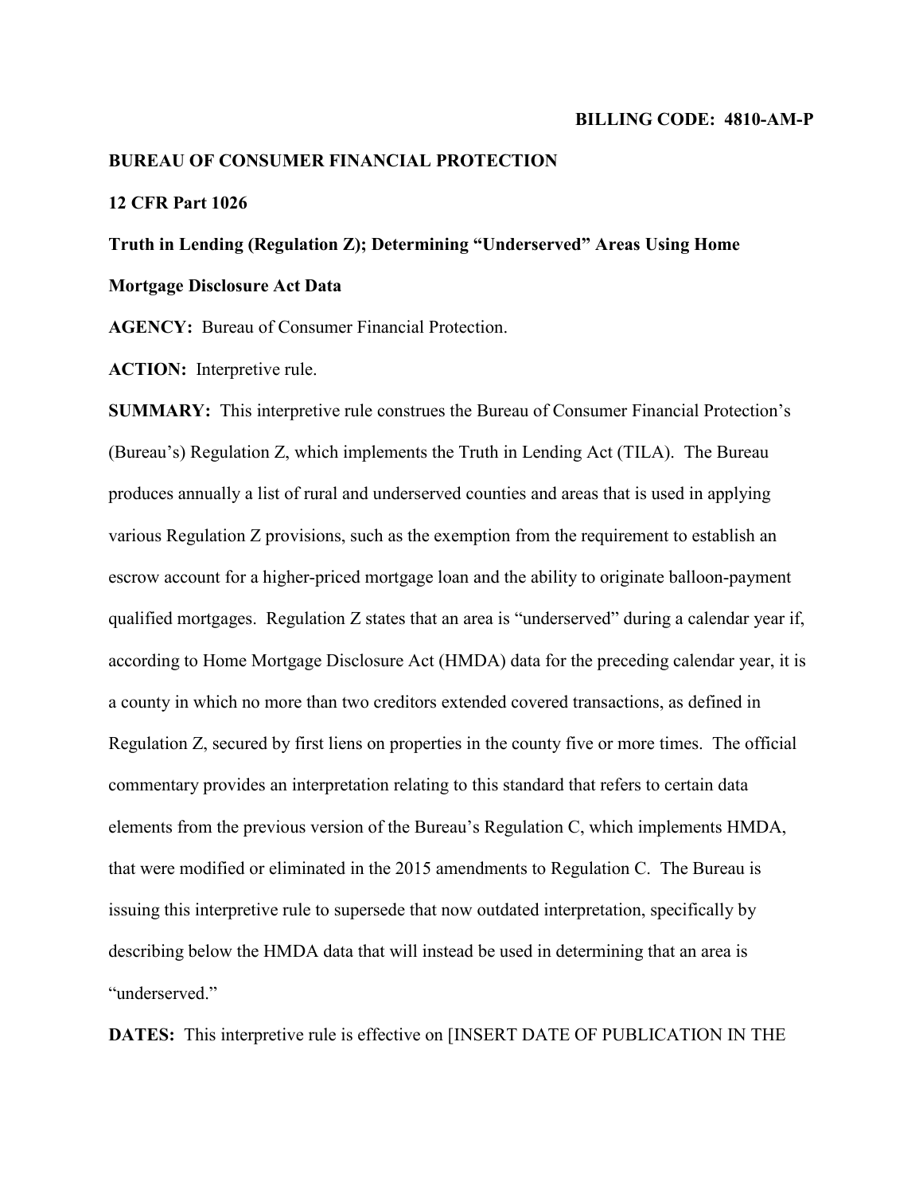**BILLING CODE: 4810-AM-P**

**BUREAU OF CONSUMER FINANCIAL PROTECTION**

**12 CFR Part 1026**

**Truth in Lending (Regulation Z); Determining "Underserved" Areas Using Home Mortgage Disclosure Act Data**

**AGENCY:** Bureau of Consumer Financial Protection.

**ACTION:** Interpretive rule.

**SUMMARY:** This interpretive rule construes the Bureau of Consumer Financial Protection's (Bureau's) Regulation Z, which implements the Truth in Lending Act (TILA). The Bureau produces annually a list of rural and underserved counties and areas that is used in applying various Regulation Z provisions, such as the exemption from the requirement to establish an escrow account for a higher-priced mortgage loan and the ability to originate balloon-payment qualified mortgages. Regulation Z states that an area is "underserved" during a calendar year if, according to Home Mortgage Disclosure Act (HMDA) data for the preceding calendar year, it is a county in which no more than two creditors extended covered transactions, as defined in Regulation Z, secured by first liens on properties in the county five or more times. The official commentary provides an interpretation relating to this standard that refers to certain data elements from the previous version of the Bureau's Regulation C, which implements HMDA, that were modified or eliminated in the 2015 amendments to Regulation C. The Bureau is issuing this interpretive rule to supersede that now outdated interpretation, specifically by describing below the HMDA data that will instead be used in determining that an area is "underserved."

**DATES:** This interpretive rule is effective on [INSERT DATE OF PUBLICATION IN THE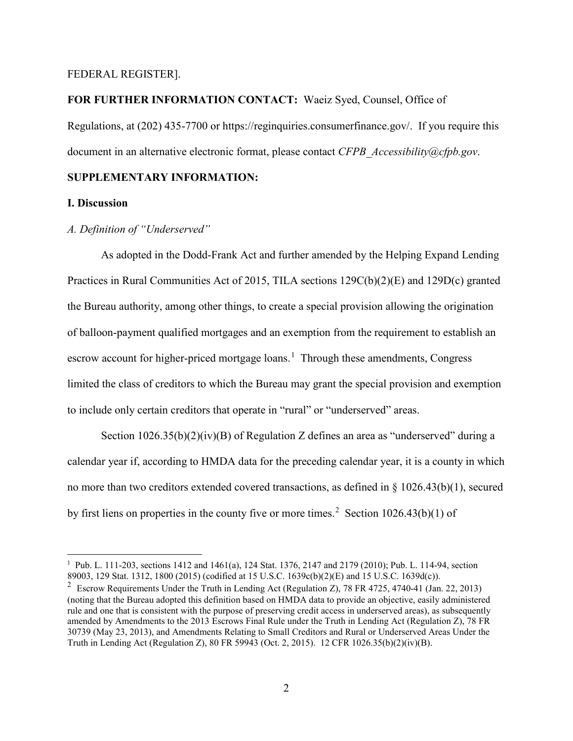FEDERAL REGISTER].

**FOR FURTHER INFORMATION CONTACT:** Waeiz Syed, Counsel, Office of Regulations, at (202) 435-7700 or https://reginquiries.consumerfinance.gov/. If you require this document in an alternative electronic format, please contact *CFPB_Accessibility@cfpb.gov*.

**SUPPLEMENTARY INFORMATION:**

**I. Discussion**

*A. Definition of "Underserved"*

As adopted in the Dodd-Frank Act and further amended by the Helping Expand Lending Practices in Rural Communities Act of 2015, TILA sections 129C(b)(2)(E) and 129D(c) granted the Bureau authority, among other things, to create a special provision allowing the origination of balloon-payment qualified mortgages and an exemption from the requirement to establish an escrow account for higher-priced mortgage loans.[1] Through these amendments, Congress limited the class of creditors to which the Bureau may grant the special provision and exemption to include only certain creditors that operate in "rural" or "underserved" areas.

Section 1026.35(b)(2)(iv)(B) of Regulation Z defines an area as "underserved" during a calendar year if, according to HMDA data for the preceding calendar year, it is a county in which no more than two creditors extended covered transactions, as defined in § 1026.43(b)(1), secured by first liens on properties in the county five or more times.[2] Section 1026.43(b)(1) of

---

[1] Pub. L. 111-203, sections 1412 and 1461(a), 124 Stat. 1376, 2147 and 2179 (2010); Pub. L. 114-94, section 89003, 129 Stat. 1312, 1800 (2015) (codified at 15 U.S.C. 1639c(b)(2)(E) and 15 U.S.C. 1639d(c)).

[2] Escrow Requirements Under the Truth in Lending Act (Regulation Z), 78 FR 4725, 4740-41 (Jan. 22, 2013) (noting that the Bureau adopted this definition based on HMDA data to provide an objective, easily administered rule and one that is consistent with the purpose of preserving credit access in underserved areas), as subsequently amended by Amendments to the 2013 Escrows Final Rule under the Truth in Lending Act (Regulation Z), 78 FR 30739 (May 23, 2013), and Amendments Relating to Small Creditors and Rural or Underserved Areas Under the Truth in Lending Act (Regulation Z), 80 FR 59943 (Oct. 2, 2015). 12 CFR 1026.35(b)(2)(iv)(B).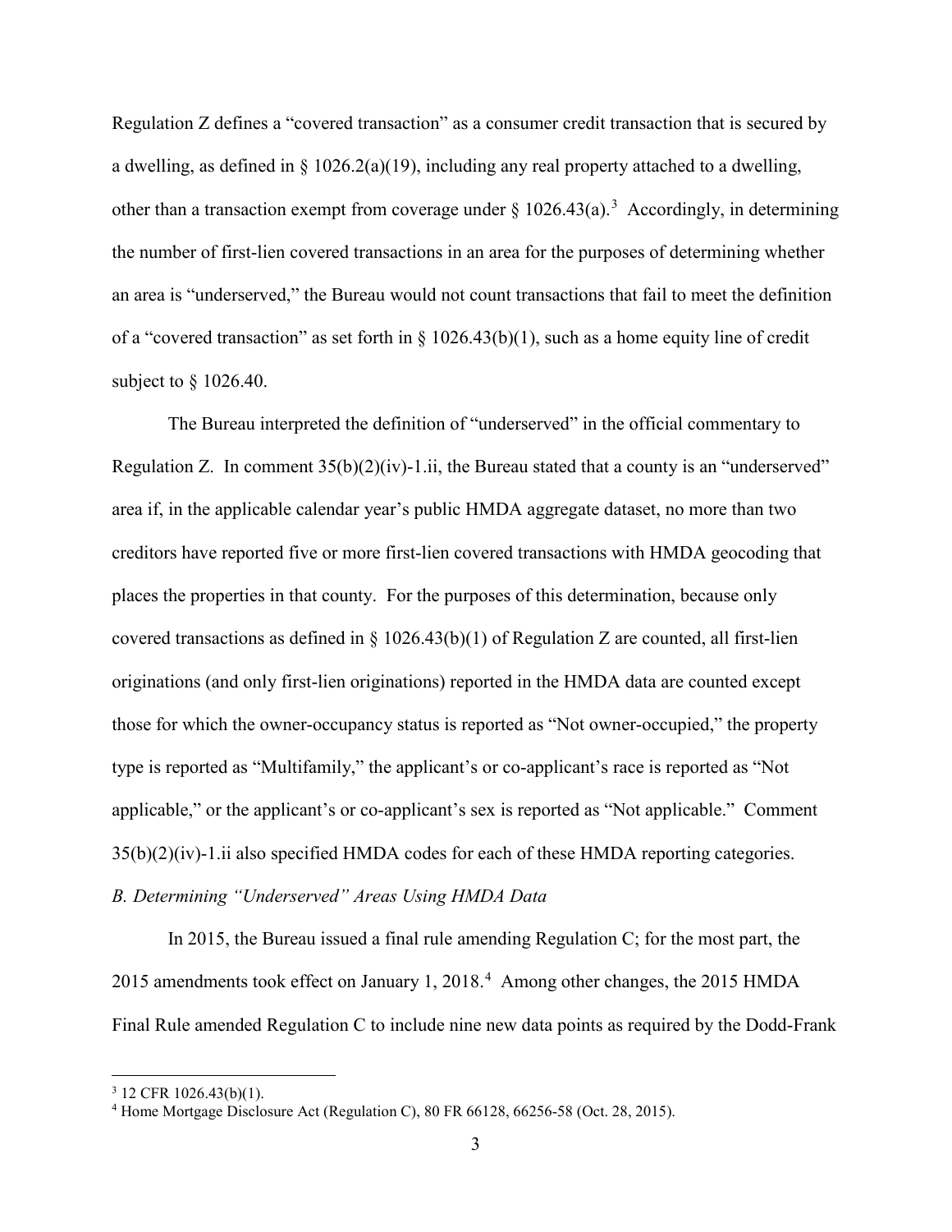Regulation Z defines a "covered transaction" as a consumer credit transaction that is secured by a dwelling, as defined in § 1026.2(a)(19), including any real property attached to a dwelling, other than a transaction exempt from coverage under § 1026.43(a).[3] Accordingly, in determining the number of first-lien covered transactions in an area for the purposes of determining whether an area is "underserved," the Bureau would not count transactions that fail to meet the definition of a "covered transaction" as set forth in § 1026.43(b)(1), such as a home equity line of credit subject to § 1026.40.

The Bureau interpreted the definition of "underserved" in the official commentary to Regulation Z. In comment 35(b)(2)(iv)-1.ii, the Bureau stated that a county is an "underserved" area if, in the applicable calendar year's public HMDA aggregate dataset, no more than two creditors have reported five or more first-lien covered transactions with HMDA geocoding that places the properties in that county. For the purposes of this determination, because only covered transactions as defined in § 1026.43(b)(1) of Regulation Z are counted, all first-lien originations (and only first-lien originations) reported in the HMDA data are counted except those for which the owner-occupancy status is reported as "Not owner-occupied," the property type is reported as "Multifamily," the applicant's or co-applicant's race is reported as "Not applicable," or the applicant's or co-applicant's sex is reported as "Not applicable." Comment 35(b)(2)(iv)-1.ii also specified HMDA codes for each of these HMDA reporting categories.

*B. Determining "Underserved" Areas Using HMDA Data*

In 2015, the Bureau issued a final rule amending Regulation C; for the most part, the 2015 amendments took effect on January 1, 2018.[4] Among other changes, the 2015 HMDA Final Rule amended Regulation C to include nine new data points as required by the Dodd-Frank

---

[3] 12 CFR 1026.43(b)(1).

[4] Home Mortgage Disclosure Act (Regulation C), 80 FR 66128, 66256-58 (Oct. 28, 2015).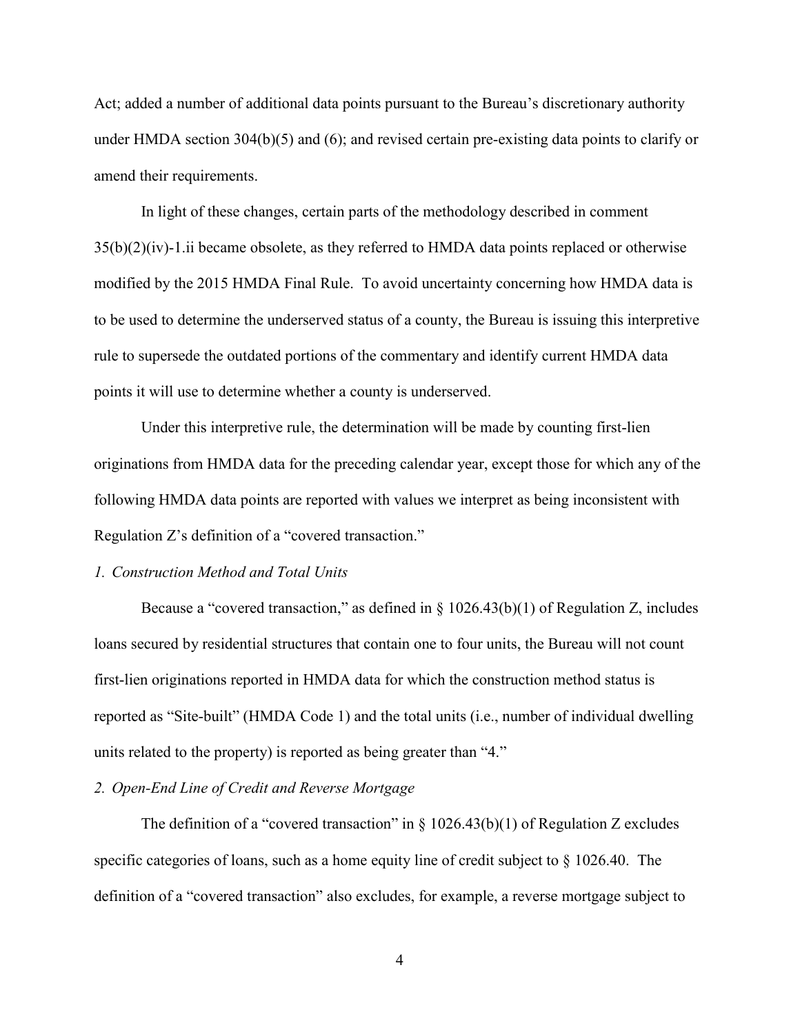Act; added a number of additional data points pursuant to the Bureau's discretionary authority under HMDA section 304(b)(5) and (6); and revised certain pre-existing data points to clarify or amend their requirements.

In light of these changes, certain parts of the methodology described in comment 35(b)(2)(iv)-1.ii became obsolete, as they referred to HMDA data points replaced or otherwise modified by the 2015 HMDA Final Rule. To avoid uncertainty concerning how HMDA data is to be used to determine the underserved status of a county, the Bureau is issuing this interpretive rule to supersede the outdated portions of the commentary and identify current HMDA data points it will use to determine whether a county is underserved.

Under this interpretive rule, the determination will be made by counting first-lien originations from HMDA data for the preceding calendar year, except those for which any of the following HMDA data points are reported with values we interpret as being inconsistent with Regulation Z's definition of a "covered transaction."

*1. Construction Method and Total Units*

Because a "covered transaction," as defined in § 1026.43(b)(1) of Regulation Z, includes loans secured by residential structures that contain one to four units, the Bureau will not count first-lien originations reported in HMDA data for which the construction method status is reported as "Site-built" (HMDA Code 1) and the total units (i.e., number of individual dwelling units related to the property) is reported as being greater than "4."

*2. Open-End Line of Credit and Reverse Mortgage*

The definition of a "covered transaction" in § 1026.43(b)(1) of Regulation Z excludes specific categories of loans, such as a home equity line of credit subject to § 1026.40. The definition of a "covered transaction" also excludes, for example, a reverse mortgage subject to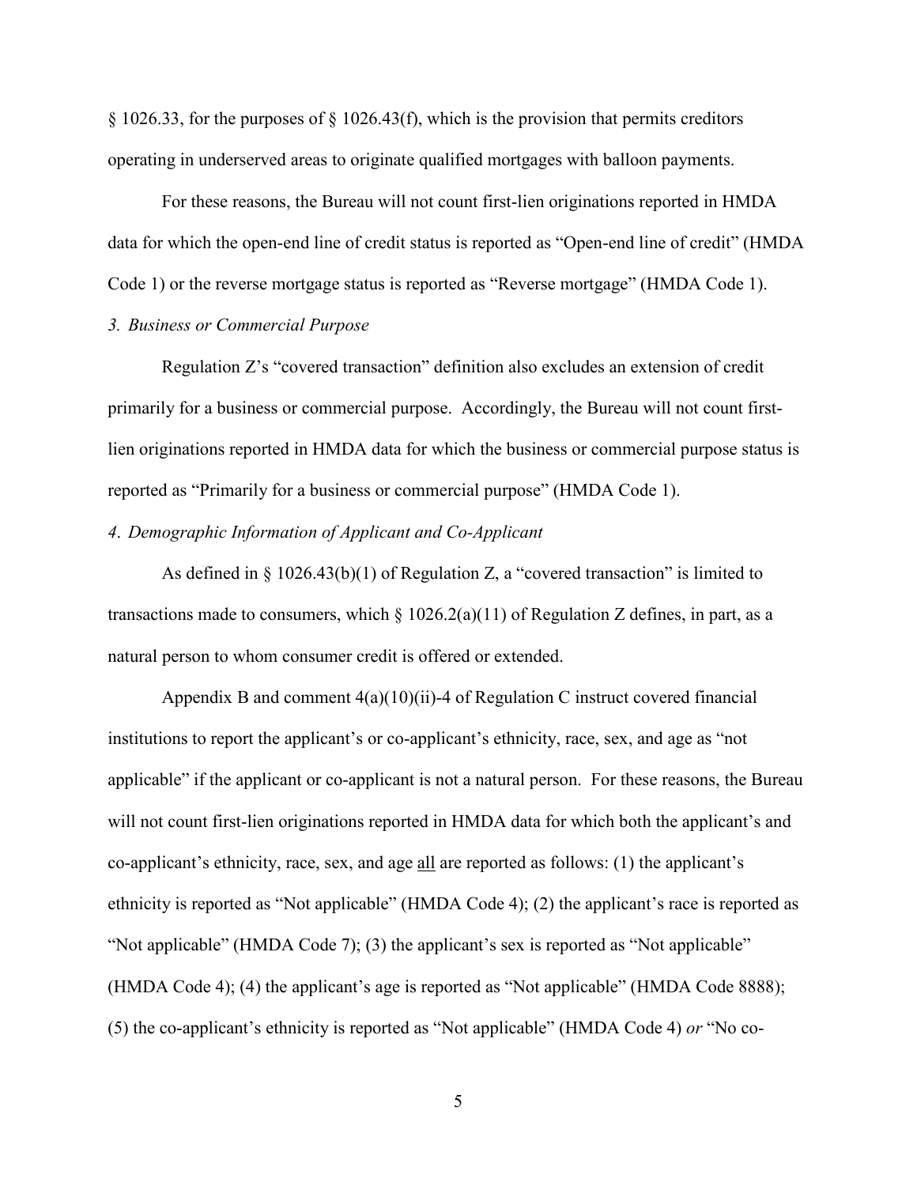§ 1026.33, for the purposes of § 1026.43(f), which is the provision that permits creditors operating in underserved areas to originate qualified mortgages with balloon payments.

For these reasons, the Bureau will not count first-lien originations reported in HMDA data for which the open-end line of credit status is reported as "Open-end line of credit" (HMDA Code 1) or the reverse mortgage status is reported as "Reverse mortgage" (HMDA Code 1).

*3. Business or Commercial Purpose*

Regulation Z's "covered transaction" definition also excludes an extension of credit primarily for a business or commercial purpose. Accordingly, the Bureau will not count first-lien originations reported in HMDA data for which the business or commercial purpose status is reported as "Primarily for a business or commercial purpose" (HMDA Code 1).

*4. Demographic Information of Applicant and Co-Applicant*

As defined in § 1026.43(b)(1) of Regulation Z, a "covered transaction" is limited to transactions made to consumers, which § 1026.2(a)(11) of Regulation Z defines, in part, as a natural person to whom consumer credit is offered or extended.

Appendix B and comment 4(a)(10)(ii)-4 of Regulation C instruct covered financial institutions to report the applicant's or co-applicant's ethnicity, race, sex, and age as "not applicable" if the applicant or co-applicant is not a natural person. For these reasons, the Bureau will not count first-lien originations reported in HMDA data for which both the applicant's and co-applicant's ethnicity, race, sex, and age all are reported as follows: (1) the applicant's ethnicity is reported as "Not applicable" (HMDA Code 4); (2) the applicant's race is reported as "Not applicable" (HMDA Code 7); (3) the applicant's sex is reported as "Not applicable" (HMDA Code 4); (4) the applicant's age is reported as "Not applicable" (HMDA Code 8888); (5) the co-applicant's ethnicity is reported as "Not applicable" (HMDA Code 4) *or* "No co-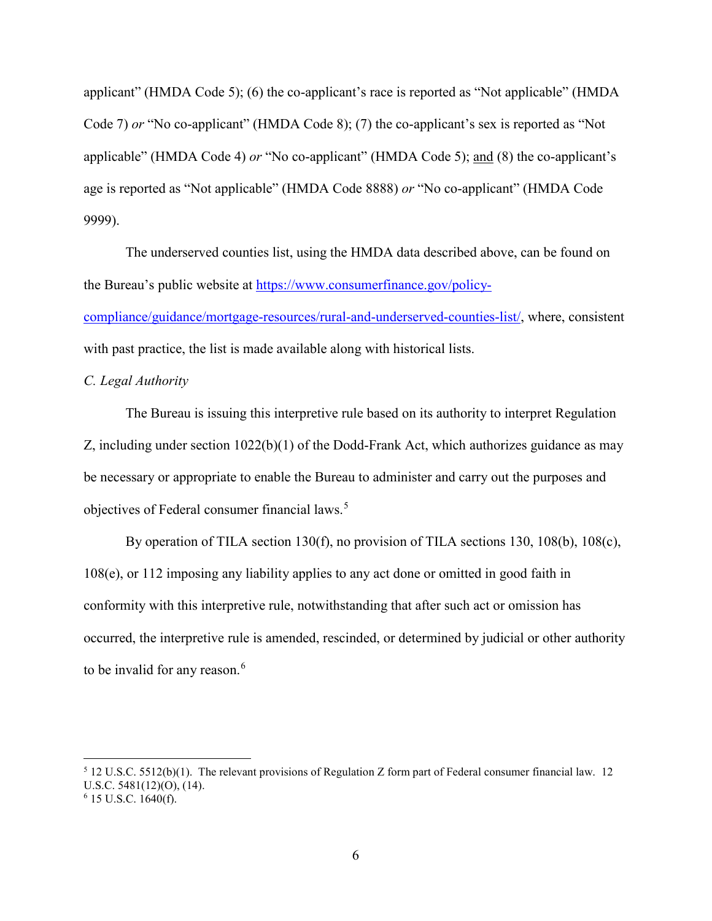applicant” (HMDA Code 5); (6) the co-applicant’s race is reported as “Not applicable” (HMDA Code 7) *or* “No co-applicant” (HMDA Code 8); (7) the co-applicant’s sex is reported as “Not applicable” (HMDA Code 4) *or* “No co-applicant” (HMDA Code 5); and (8) the co-applicant’s age is reported as “Not applicable” (HMDA Code 8888) *or* “No co-applicant” (HMDA Code 9999).

The underserved counties list, using the HMDA data described above, can be found on the Bureau’s public website at https://www.consumerfinance.gov/policy-compliance/guidance/mortgage-resources/rural-and-underserved-counties-list/, where, consistent with past practice, the list is made available along with historical lists.

*C. Legal Authority*

The Bureau is issuing this interpretive rule based on its authority to interpret Regulation Z, including under section 1022(b)(1) of the Dodd-Frank Act, which authorizes guidance as may be necessary or appropriate to enable the Bureau to administer and carry out the purposes and objectives of Federal consumer financial laws.[5]

By operation of TILA section 130(f), no provision of TILA sections 130, 108(b), 108(c), 108(e), or 112 imposing any liability applies to any act done or omitted in good faith in conformity with this interpretive rule, notwithstanding that after such act or omission has occurred, the interpretive rule is amended, rescinded, or determined by judicial or other authority to be invalid for any reason.[6]

---

[5] 12 U.S.C. 5512(b)(1). The relevant provisions of Regulation Z form part of Federal consumer financial law. 12 U.S.C. 5481(12)(O), (14).

[6] 15 U.S.C. 1640(f).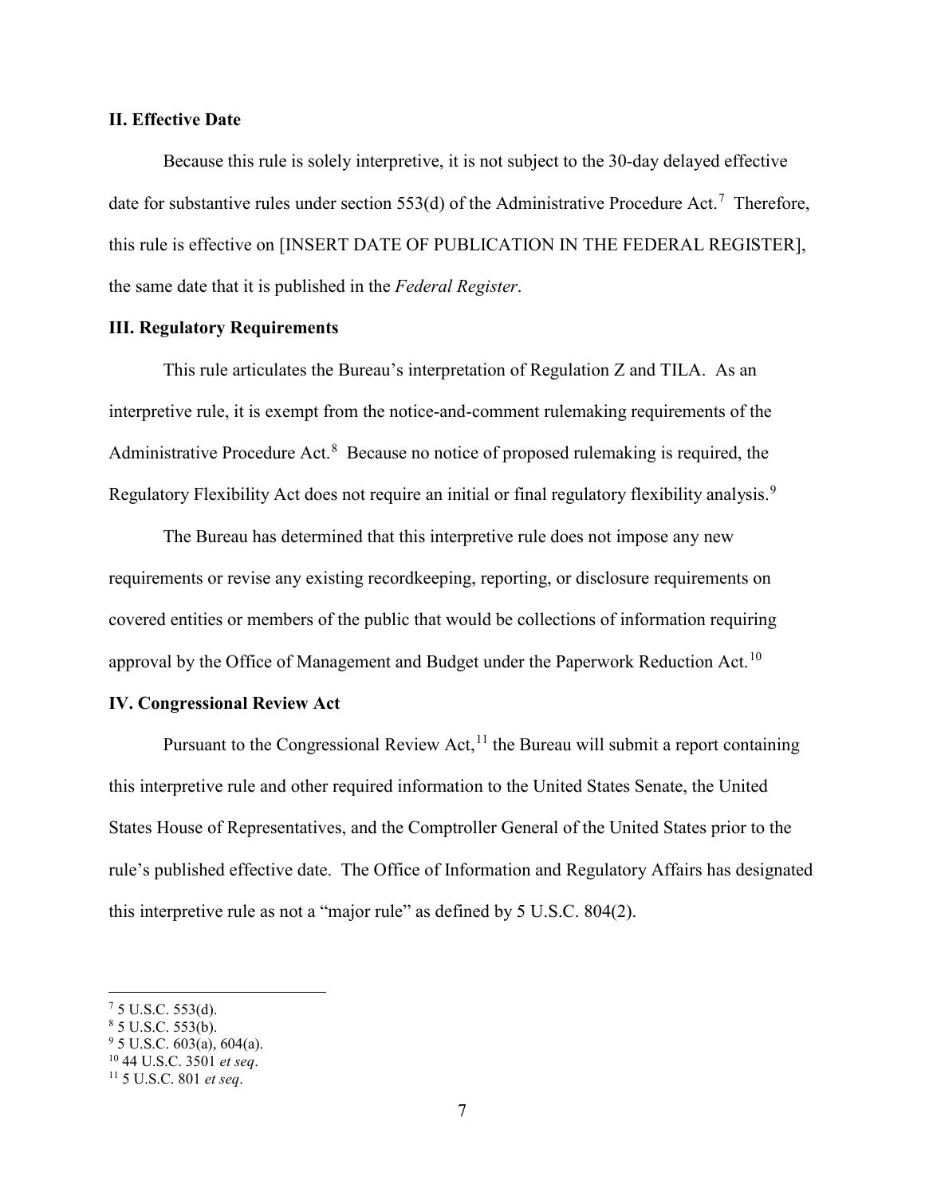## II. Effective Date

Because this rule is solely interpretive, it is not subject to the 30-day delayed effective date for substantive rules under section 553(d) of the Administrative Procedure Act.[7] Therefore, this rule is effective on [INSERT DATE OF PUBLICATION IN THE FEDERAL REGISTER], the same date that it is published in the *Federal Register*.

## III. Regulatory Requirements

This rule articulates the Bureau's interpretation of Regulation Z and TILA. As an interpretive rule, it is exempt from the notice-and-comment rulemaking requirements of the Administrative Procedure Act.[8] Because no notice of proposed rulemaking is required, the Regulatory Flexibility Act does not require an initial or final regulatory flexibility analysis.[9]

The Bureau has determined that this interpretive rule does not impose any new requirements or revise any existing recordkeeping, reporting, or disclosure requirements on covered entities or members of the public that would be collections of information requiring approval by the Office of Management and Budget under the Paperwork Reduction Act.[10]

## IV. Congressional Review Act

Pursuant to the Congressional Review Act,[11] the Bureau will submit a report containing this interpretive rule and other required information to the United States Senate, the United States House of Representatives, and the Comptroller General of the United States prior to the rule's published effective date. The Office of Information and Regulatory Affairs has designated this interpretive rule as not a "major rule" as defined by 5 U.S.C. 804(2).

---

[7] 5 U.S.C. 553(d).

[8] 5 U.S.C. 553(b).

[9] 5 U.S.C. 603(a), 604(a).

[10] 44 U.S.C. 3501 *et seq*.

[11] 5 U.S.C. 801 *et seq*.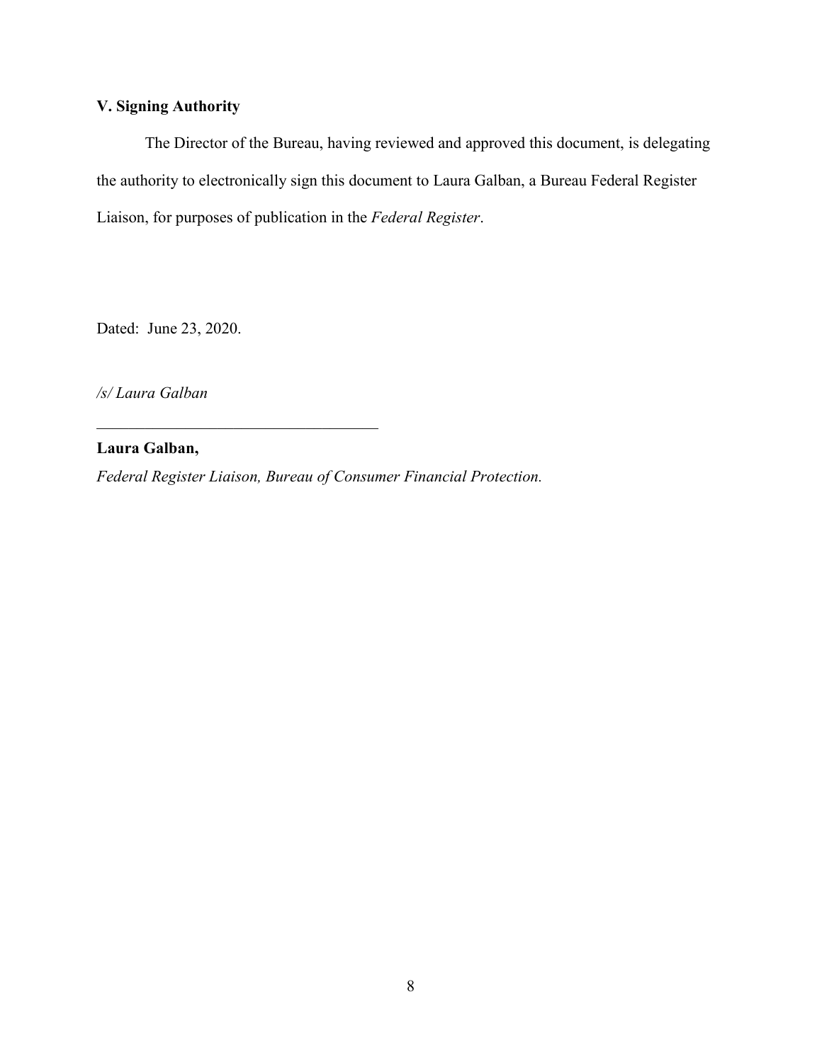## V. Signing Authority

The Director of the Bureau, having reviewed and approved this document, is delegating the authority to electronically sign this document to Laura Galban, a Bureau Federal Register Liaison, for purposes of publication in the *Federal Register*.

Dated: June 23, 2020.

*/s/ Laura Galban*

______________________________________

**Laura Galban,**

*Federal Register Liaison, Bureau of Consumer Financial Protection.*